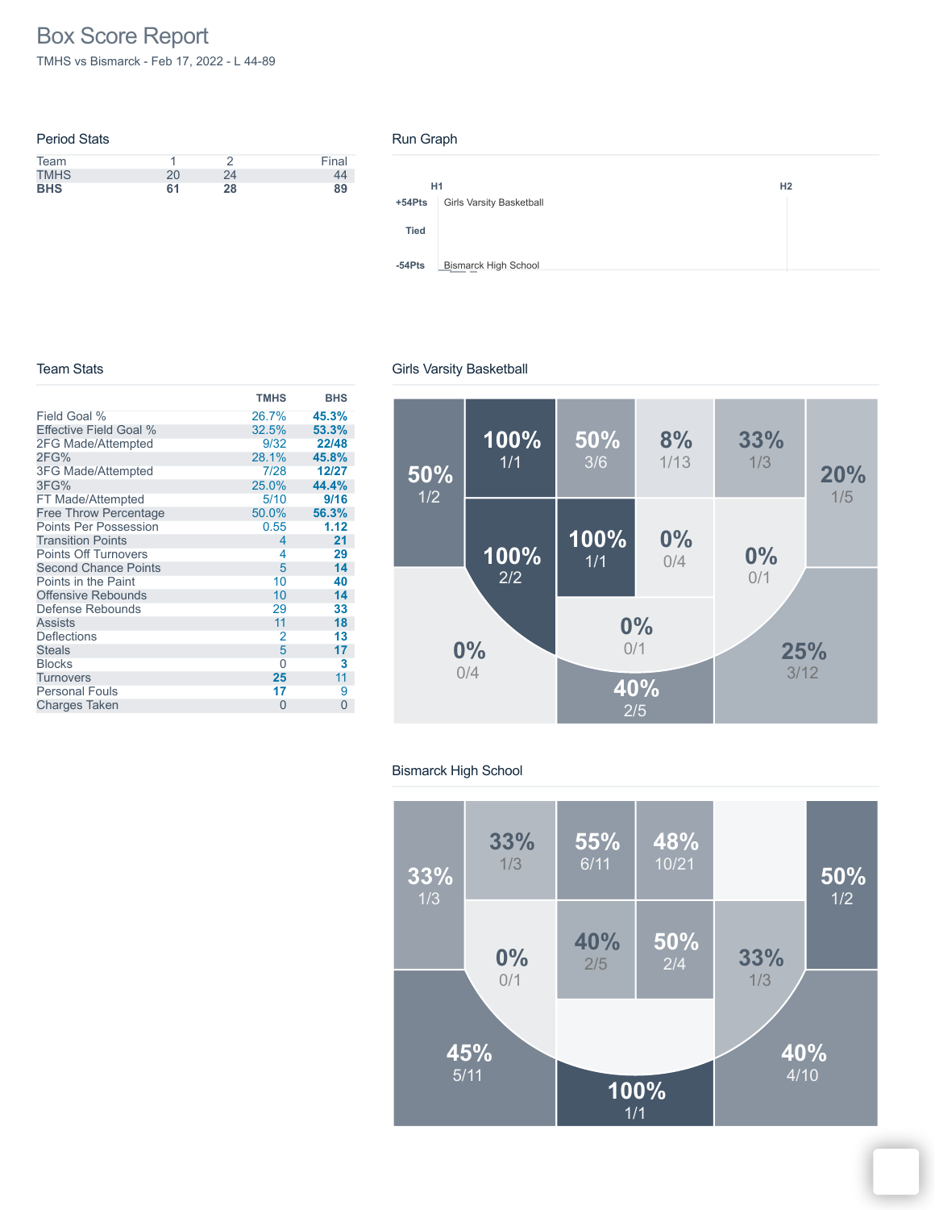# Box Score Report

TMHS vs Bismarck - Feb 17, 2022 - L 44-89

## Period Stats

| Team | 1 | 2 | Final |
| --- | --- | --- | --- |
| TMHS | 20 | 24 | 44 |
| **BHS** | **61** | **28** | **89** |

## Run Graph

H1 H2

+54Pts Girls Varsity Basketball

Tied

-54Pts Bismarck High School

## Team Stats

| | TMHS | BHS |
| --- | --- | --- |
| Field Goal % | 26.7% | **45.3%** |
| Effective Field Goal % | 32.5% | **53.3%** |
| 2FG Made/Attempted | 9/32 | **22/48** |
| 2FG% | 28.1% | **45.8%** |
| 3FG Made/Attempted | 7/28 | **12/27** |
| 3FG% | 25.0% | **44.4%** |
| FT Made/Attempted | 5/10 | **9/16** |
| Free Throw Percentage | 50.0% | **56.3%** |
| Points Per Possession | 0.55 | **1.12** |
| Transition Points | 4 | **21** |
| Points Off Turnovers | 4 | **29** |
| Second Chance Points | 5 | **14** |
| Points in the Paint | 10 | **40** |
| Offensive Rebounds | 10 | **14** |
| Defense Rebounds | 29 | **33** |
| Assists | 11 | **18** |
| Deflections | 2 | **13** |
| Steals | 5 | **17** |
| Blocks | 0 | **3** |
| Turnovers | **25** | 11 |
| Personal Fouls | **17** | 9 |
| Charges Taken | 0 | 0 |

## Girls Varsity Basketball

50% 1/2 · 100% 1/1 · 50% 3/6 · 8% 1/13 · 33% 1/3 · 20% 1/5 · 100% 2/2 · 100% 1/1 · 0% 0/4 · 0% 0/1 · 0% 0/1 · 0% 0/4 · 40% 2/5 · 25% 3/12

## Bismarck High School

33% 1/3 · 33% 1/3 · 55% 6/11 · 48% 10/21 · 50% 1/2 · 0% 0/1 · 40% 2/5 · 50% 2/4 · 33% 1/3 · 45% 5/11 · 100% 1/1 · 40% 4/10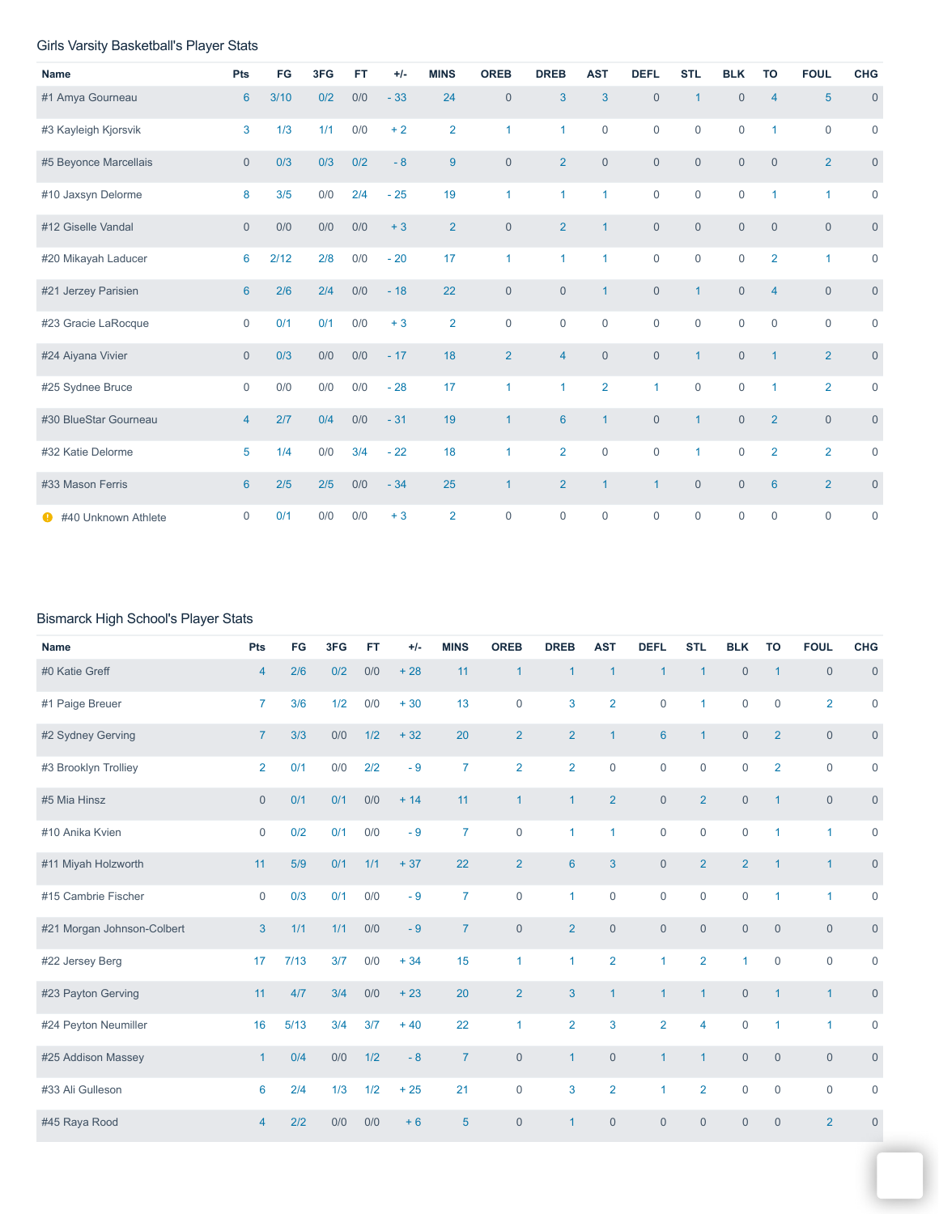Girls Varsity Basketball's Player Stats

| Name | Pts | FG | 3FG | FT | +/- | MINS | OREB | DREB | AST | DEFL | STL | BLK | TO | FOUL | CHG |
|---|---|---|---|---|---|---|---|---|---|---|---|---|---|---|---|
| #1 Amya Gourneau | 6 | 3/10 | 0/2 | 0/0 | - 33 | 24 | 0 | 3 | 3 | 0 | 1 | 0 | 4 | 5 | 0 |
| #3 Kayleigh Kjorsvik | 3 | 1/3 | 1/1 | 0/0 | + 2 | 2 | 1 | 1 | 0 | 0 | 0 | 0 | 1 | 0 | 0 |
| #5 Beyonce Marcellais | 0 | 0/3 | 0/3 | 0/2 | - 8 | 9 | 0 | 2 | 0 | 0 | 0 | 0 | 0 | 2 | 0 |
| #10 Jaxsyn Delorme | 8 | 3/5 | 0/0 | 2/4 | - 25 | 19 | 1 | 1 | 1 | 0 | 0 | 0 | 1 | 1 | 0 |
| #12 Giselle Vandal | 0 | 0/0 | 0/0 | 0/0 | + 3 | 2 | 0 | 2 | 1 | 0 | 0 | 0 | 0 | 0 | 0 |
| #20 Mikayah Laducer | 6 | 2/12 | 2/8 | 0/0 | - 20 | 17 | 1 | 1 | 1 | 0 | 0 | 0 | 2 | 1 | 0 |
| #21 Jerzey Parisien | 6 | 2/6 | 2/4 | 0/0 | - 18 | 22 | 0 | 0 | 1 | 0 | 1 | 0 | 4 | 0 | 0 |
| #23 Gracie LaRocque | 0 | 0/1 | 0/1 | 0/0 | + 3 | 2 | 0 | 0 | 0 | 0 | 0 | 0 | 0 | 0 | 0 |
| #24 Aiyana Vivier | 0 | 0/3 | 0/0 | 0/0 | - 17 | 18 | 2 | 4 | 0 | 0 | 1 | 0 | 1 | 2 | 0 |
| #25 Sydnee Bruce | 0 | 0/0 | 0/0 | 0/0 | - 28 | 17 | 1 | 1 | 2 | 1 | 0 | 0 | 1 | 2 | 0 |
| #30 BlueStar Gourneau | 4 | 2/7 | 0/4 | 0/0 | - 31 | 19 | 1 | 6 | 1 | 0 | 1 | 0 | 2 | 0 | 0 |
| #32 Katie Delorme | 5 | 1/4 | 0/0 | 3/4 | - 22 | 18 | 1 | 2 | 0 | 0 | 1 | 0 | 2 | 2 | 0 |
| #33 Mason Ferris | 6 | 2/5 | 2/5 | 0/0 | - 34 | 25 | 1 | 2 | 1 | 1 | 0 | 0 | 6 | 2 | 0 |
| #40 Unknown Athlete | 0 | 0/1 | 0/0 | 0/0 | + 3 | 2 | 0 | 0 | 0 | 0 | 0 | 0 | 0 | 0 | 0 |

Bismarck High School's Player Stats

| Name | Pts | FG | 3FG | FT | +/- | MINS | OREB | DREB | AST | DEFL | STL | BLK | TO | FOUL | CHG |
|---|---|---|---|---|---|---|---|---|---|---|---|---|---|---|---|
| #0 Katie Greff | 4 | 2/6 | 0/2 | 0/0 | + 28 | 11 | 1 | 1 | 1 | 1 | 1 | 0 | 1 | 0 | 0 |
| #1 Paige Breuer | 7 | 3/6 | 1/2 | 0/0 | + 30 | 13 | 0 | 3 | 2 | 0 | 1 | 0 | 0 | 2 | 0 |
| #2 Sydney Gerving | 7 | 3/3 | 0/0 | 1/2 | + 32 | 20 | 2 | 2 | 1 | 6 | 1 | 0 | 2 | 0 | 0 |
| #3 Brooklyn Trolliey | 2 | 0/1 | 0/0 | 2/2 | - 9 | 7 | 2 | 2 | 0 | 0 | 0 | 0 | 2 | 0 | 0 |
| #5 Mia Hinsz | 0 | 0/1 | 0/1 | 0/0 | + 14 | 11 | 1 | 1 | 2 | 0 | 2 | 0 | 1 | 0 | 0 |
| #10 Anika Kvien | 0 | 0/2 | 0/1 | 0/0 | - 9 | 7 | 0 | 1 | 1 | 0 | 0 | 0 | 1 | 1 | 0 |
| #11 Miyah Holzworth | 11 | 5/9 | 0/1 | 1/1 | + 37 | 22 | 2 | 6 | 3 | 0 | 2 | 2 | 1 | 1 | 0 |
| #15 Cambrie Fischer | 0 | 0/3 | 0/1 | 0/0 | - 9 | 7 | 0 | 1 | 0 | 0 | 0 | 0 | 1 | 1 | 0 |
| #21 Morgan Johnson-Colbert | 3 | 1/1 | 1/1 | 0/0 | - 9 | 7 | 0 | 2 | 0 | 0 | 0 | 0 | 0 | 0 | 0 |
| #22 Jersey Berg | 17 | 7/13 | 3/7 | 0/0 | + 34 | 15 | 1 | 1 | 2 | 1 | 2 | 1 | 0 | 0 | 0 |
| #23 Payton Gerving | 11 | 4/7 | 3/4 | 0/0 | + 23 | 20 | 2 | 3 | 1 | 1 | 1 | 0 | 1 | 1 | 0 |
| #24 Peyton Neumiller | 16 | 5/13 | 3/4 | 3/7 | + 40 | 22 | 1 | 2 | 3 | 2 | 4 | 0 | 1 | 1 | 0 |
| #25 Addison Massey | 1 | 0/4 | 0/0 | 1/2 | - 8 | 7 | 0 | 1 | 0 | 1 | 1 | 0 | 0 | 0 | 0 |
| #33 Ali Gulleson | 6 | 2/4 | 1/3 | 1/2 | + 25 | 21 | 0 | 3 | 2 | 1 | 2 | 0 | 0 | 0 | 0 |
| #45 Raya Rood | 4 | 2/2 | 0/0 | 0/0 | + 6 | 5 | 0 | 1 | 0 | 0 | 0 | 0 | 0 | 2 | 0 |